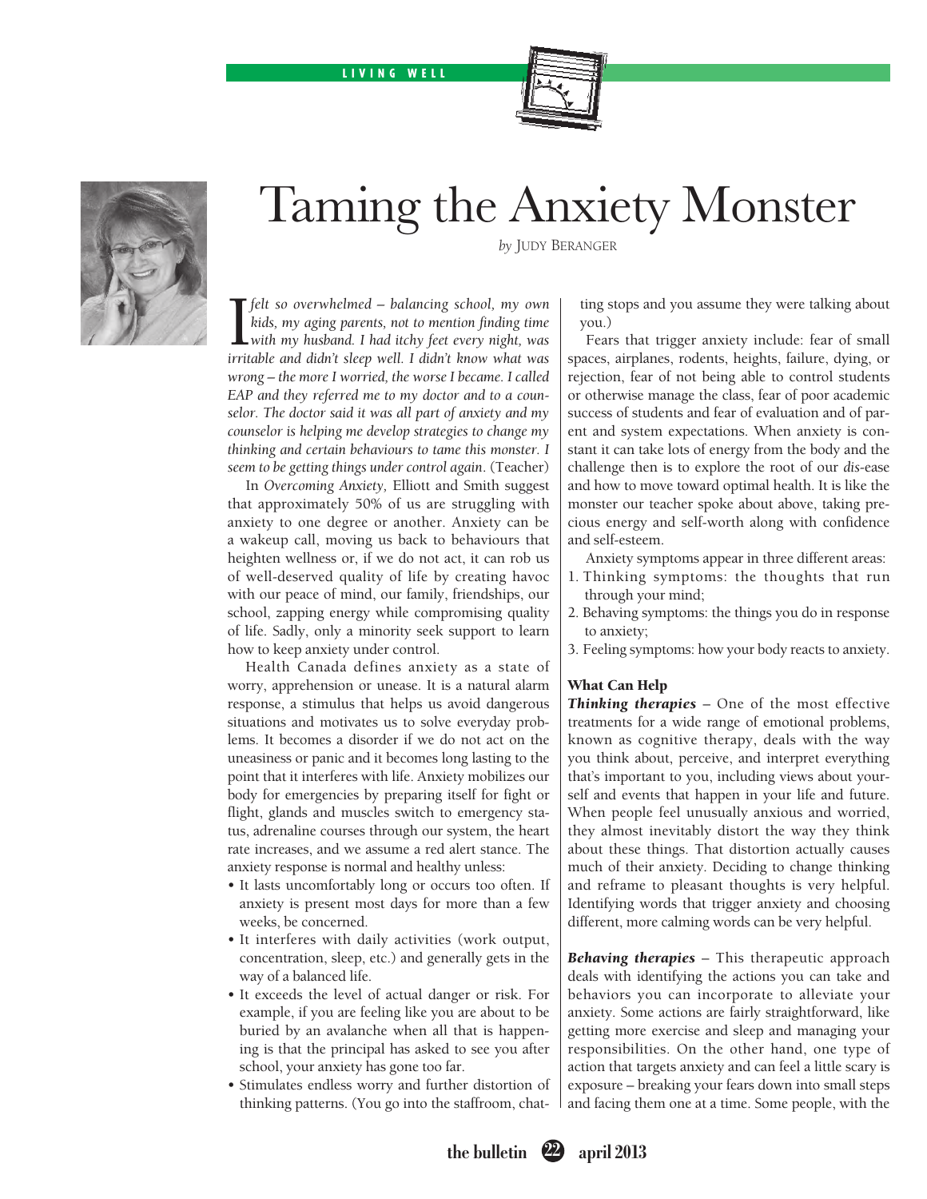LIVING WELL

# Taming the Anxiety Monster

*by* JUDY BERANGER

*I felt so overwhelmed – balancing school, my own kids, my aging parents, not to mention finding time with my husband. I had itchy feet every night, was irritable and didn't sleep well. I didn't know what was wrong – the more I worried, the worse I became. I called EAP and they referred me to my doctor and to a counselor. The doctor said it was all part of anxiety and my counselor is helping me develop strategies to change my thinking and certain behaviours to tame this monster. I seem to be getting things under control again.* (Teacher)

In *Overcoming Anxiety,* Elliott and Smith suggest that approximately 50% of us are struggling with anxiety to one degree or another. Anxiety can be a wakeup call, moving us back to behaviours that heighten wellness or, if we do not act, it can rob us of well-deserved quality of life by creating havoc with our peace of mind, our family, friendships, our school, zapping energy while compromising quality of life. Sadly, only a minority seek support to learn how to keep anxiety under control.

Health Canada defines anxiety as a state of worry, apprehension or unease. It is a natural alarm response, a stimulus that helps us avoid dangerous situations and motivates us to solve everyday problems. It becomes a disorder if we do not act on the uneasiness or panic and it becomes long lasting to the point that it interferes with life. Anxiety mobilizes our body for emergencies by preparing itself for fight or flight, glands and muscles switch to emergency status, adrenaline courses through our system, the heart rate increases, and we assume a red alert stance. The anxiety response is normal and healthy unless:

- It lasts uncomfortably long or occurs too often. If anxiety is present most days for more than a few weeks, be concerned.
- It interferes with daily activities (work output, concentration, sleep, etc.) and generally gets in the way of a balanced life.
- It exceeds the level of actual danger or risk. For example, if you are feeling like you are about to be buried by an avalanche when all that is happening is that the principal has asked to see you after school, your anxiety has gone too far.
- Stimulates endless worry and further distortion of thinking patterns. (You go into the staffroom, chatting stops and you assume they were talking about you.)

Fears that trigger anxiety include: fear of small spaces, airplanes, rodents, heights, failure, dying, or rejection, fear of not being able to control students or otherwise manage the class, fear of poor academic success of students and fear of evaluation and of parent and system expectations. When anxiety is constant it can take lots of energy from the body and the challenge then is to explore the root of our *dis*-ease and how to move toward optimal health. It is like the monster our teacher spoke about above, taking precious energy and self-worth along with confidence and self-esteem.

Anxiety symptoms appear in three different areas:

1. Thinking symptoms: the thoughts that run through your mind;
2. Behaving symptoms: the things you do in response to anxiety;
3. Feeling symptoms: how your body reacts to anxiety.

**What Can Help**

***Thinking therapies*** – One of the most effective treatments for a wide range of emotional problems, known as cognitive therapy, deals with the way you think about, perceive, and interpret everything that's important to you, including views about yourself and events that happen in your life and future. When people feel unusually anxious and worried, they almost inevitably distort the way they think about these things. That distortion actually causes much of their anxiety. Deciding to change thinking and reframe to pleasant thoughts is very helpful. Identifying words that trigger anxiety and choosing different, more calming words can be very helpful.

***Behaving therapies*** – This therapeutic approach deals with identifying the actions you can take and behaviors you can incorporate to alleviate your anxiety. Some actions are fairly straightforward, like getting more exercise and sleep and managing your responsibilities. On the other hand, one type of action that targets anxiety and can feel a little scary is exposure – breaking your fears down into small steps and facing them one at a time. Some people, with the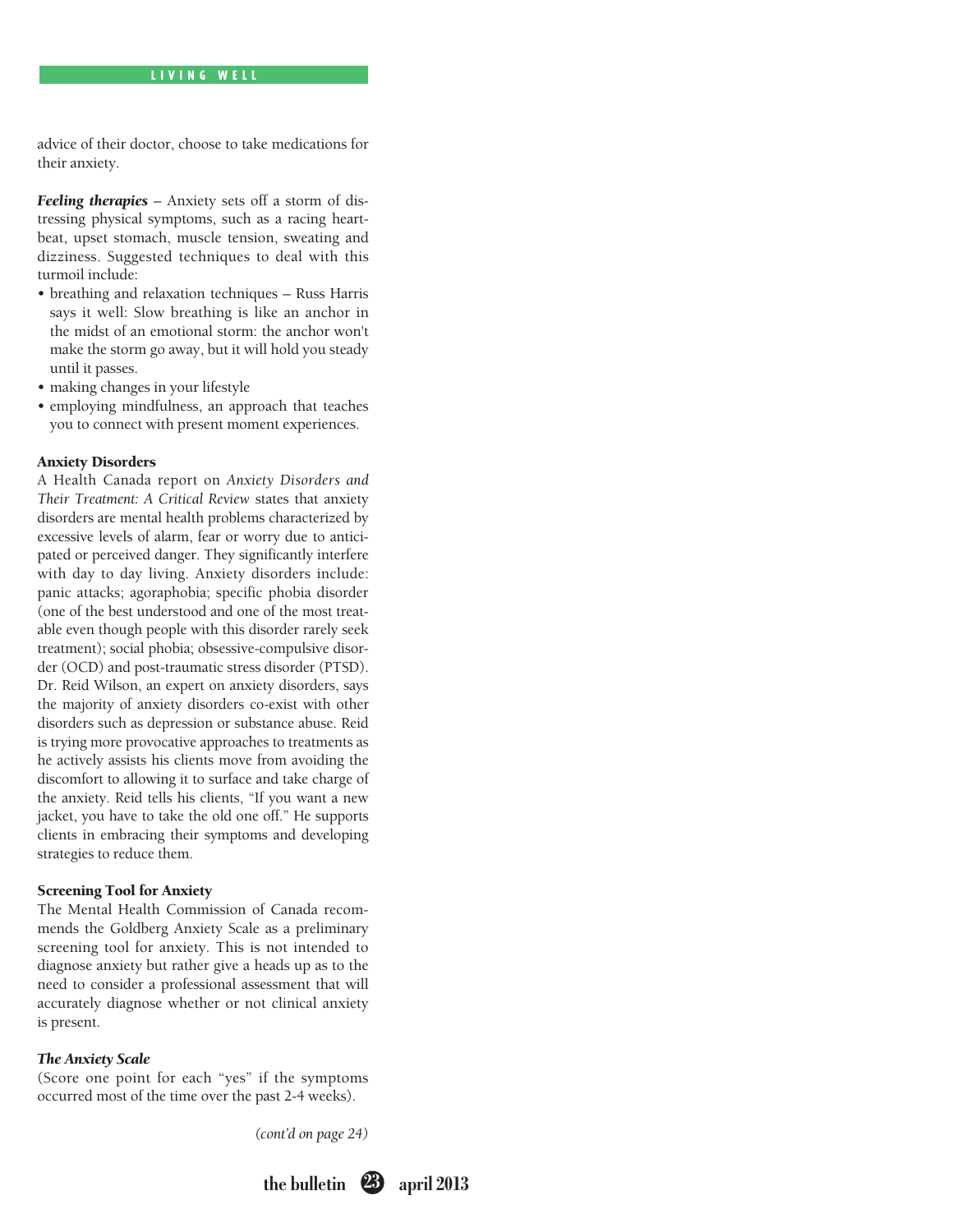advice of their doctor, choose to take medications for their anxiety.

***Feeling therapies*** – Anxiety sets off a storm of distressing physical symptoms, such as a racing heartbeat, upset stomach, muscle tension, sweating and dizziness. Suggested techniques to deal with this turmoil include:

- breathing and relaxation techniques – Russ Harris says it well: Slow breathing is like an anchor in the midst of an emotional storm: the anchor won't make the storm go away, but it will hold you steady until it passes.
- making changes in your lifestyle
- employing mindfulness, an approach that teaches you to connect with present moment experiences.

### Anxiety Disorders

A Health Canada report on *Anxiety Disorders and Their Treatment: A Critical Review* states that anxiety disorders are mental health problems characterized by excessive levels of alarm, fear or worry due to anticipated or perceived danger. They significantly interfere with day to day living. Anxiety disorders include: panic attacks; agoraphobia; specific phobia disorder (one of the best understood and one of the most treatable even though people with this disorder rarely seek treatment); social phobia; obsessive-compulsive disorder (OCD) and post-traumatic stress disorder (PTSD). Dr. Reid Wilson, an expert on anxiety disorders, says the majority of anxiety disorders co-exist with other disorders such as depression or substance abuse. Reid is trying more provocative approaches to treatments as he actively assists his clients move from avoiding the discomfort to allowing it to surface and take charge of the anxiety. Reid tells his clients, "If you want a new jacket, you have to take the old one off." He supports clients in embracing their symptoms and developing strategies to reduce them.

### Screening Tool for Anxiety

The Mental Health Commission of Canada recommends the Goldberg Anxiety Scale as a preliminary screening tool for anxiety. This is not intended to diagnose anxiety but rather give a heads up as to the need to consider a professional assessment that will accurately diagnose whether or not clinical anxiety is present.

#### *The Anxiety Scale*

(Score one point for each "yes" if the symptoms occurred most of the time over the past 2-4 weeks).

*(cont'd on page 24)*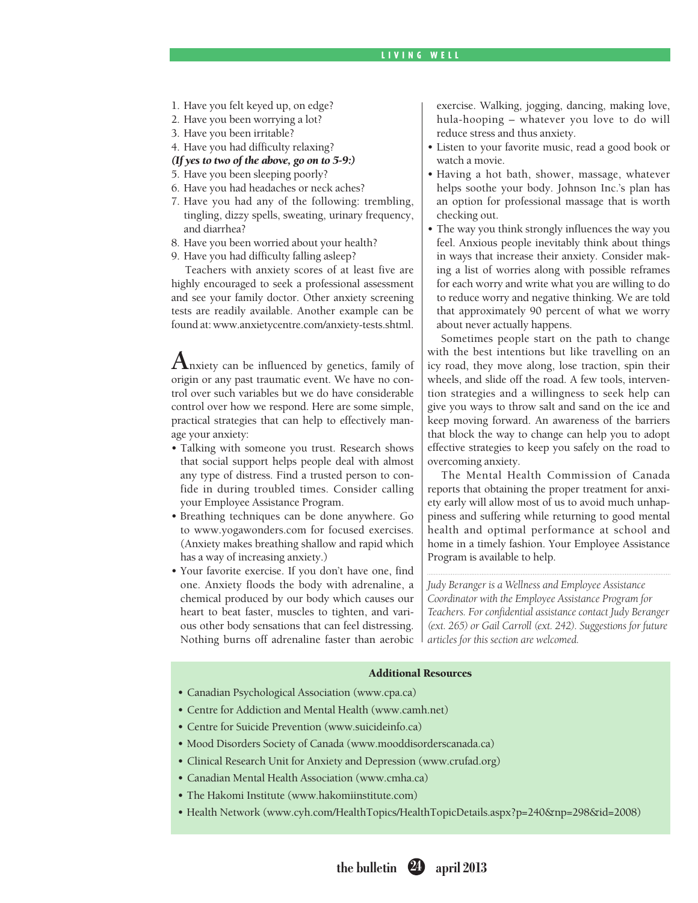1. Have you felt keyed up, on edge?
2. Have you been worrying a lot?
3. Have you been irritable?
4. Have you had difficulty relaxing?

***(If yes to two of the above, go on to 5-9:)***

5. Have you been sleeping poorly?
6. Have you had headaches or neck aches?
7. Have you had any of the following: trembling, tingling, dizzy spells, sweating, urinary frequency, and diarrhea?
8. Have you been worried about your health?
9. Have you had difficulty falling asleep?

Teachers with anxiety scores of at least five are highly encouraged to seek a professional assessment and see your family doctor. Other anxiety screening tests are readily available. Another example can be found at: www.anxietycentre.com/anxiety-tests.shtml.

Anxiety can be influenced by genetics, family of origin or any past traumatic event. We have no control over such variables but we do have considerable control over how we respond. Here are some simple, practical strategies that can help to effectively manage your anxiety:

- Talking with someone you trust. Research shows that social support helps people deal with almost any type of distress. Find a trusted person to confide in during troubled times. Consider calling your Employee Assistance Program.
- Breathing techniques can be done anywhere. Go to www.yogawonders.com for focused exercises. (Anxiety makes breathing shallow and rapid which has a way of increasing anxiety.)
- Your favorite exercise. If you don't have one, find one. Anxiety floods the body with adrenaline, a chemical produced by our body which causes our heart to beat faster, muscles to tighten, and various other body sensations that can feel distressing. Nothing burns off adrenaline faster than aerobic exercise. Walking, jogging, dancing, making love, hula-hooping – whatever you love to do will reduce stress and thus anxiety.
- Listen to your favorite music, read a good book or watch a movie.
- Having a hot bath, shower, massage, whatever helps soothe your body. Johnson Inc.'s plan has an option for professional massage that is worth checking out.
- The way you think strongly influences the way you feel. Anxious people inevitably think about things in ways that increase their anxiety. Consider making a list of worries along with possible reframes for each worry and write what you are willing to do to reduce worry and negative thinking. We are told that approximately 90 percent of what we worry about never actually happens.

Sometimes people start on the path to change with the best intentions but like travelling on an icy road, they move along, lose traction, spin their wheels, and slide off the road. A few tools, intervention strategies and a willingness to seek help can give you ways to throw salt and sand on the ice and keep moving forward. An awareness of the barriers that block the way to change can help you to adopt effective strategies to keep you safely on the road to overcoming anxiety.

The Mental Health Commission of Canada reports that obtaining the proper treatment for anxiety early will allow most of us to avoid much unhappiness and suffering while returning to good mental health and optimal performance at school and home in a timely fashion. Your Employee Assistance Program is available to help.

*Judy Beranger is a Wellness and Employee Assistance Coordinator with the Employee Assistance Program for Teachers. For confidential assistance contact Judy Beranger (ext. 265) or Gail Carroll (ext. 242). Suggestions for future articles for this section are welcomed.*

**Additional Resources**

- Canadian Psychological Association (www.cpa.ca)
- Centre for Addiction and Mental Health (www.camh.net)
- Centre for Suicide Prevention (www.suicideinfo.ca)
- Mood Disorders Society of Canada (www.mooddisorderscanada.ca)
- Clinical Research Unit for Anxiety and Depression (www.crufad.org)
- Canadian Mental Health Association (www.cmha.ca)
- The Hakomi Institute (www.hakomiinstitute.com)
- Health Network (www.cyh.com/HealthTopics/HealthTopicDetails.aspx?p=240&np=298&id=2008)